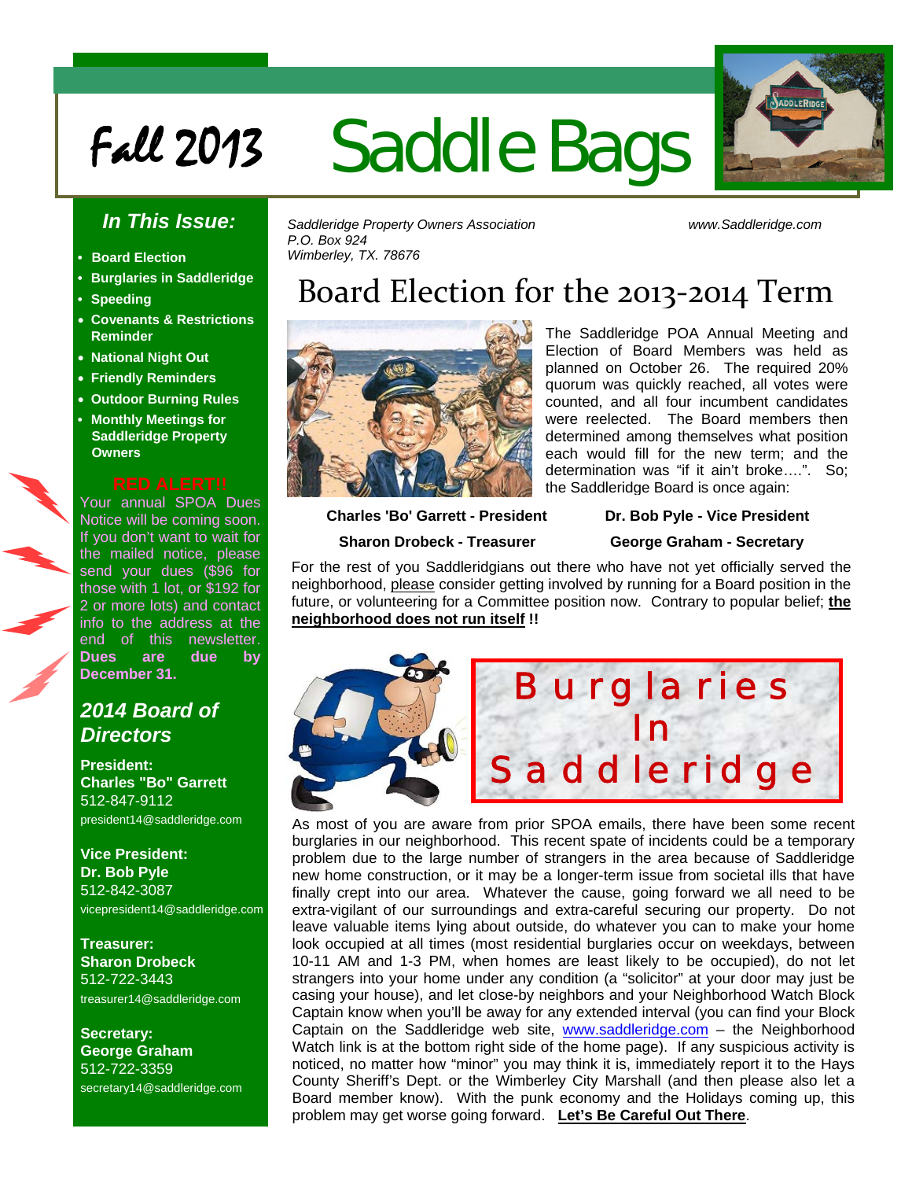# Fall 2013 Saddle Bags

## In This Issue:

- Board Election
- Burglaries in Saddleridge
- Speeding
- Covenants & Restrictions Reminder
- National Night Out
- Friendly Reminders
- Outdoor Burning Rules
- Monthly Meetings for Saddleridge Property Owners

**RED ALERT!!**

Your annual SPOA Dues Notice will be coming soon. If you don't want to wait for the mailed notice, please send your dues ($96 for those with 1 lot, or $192 for 2 or more lots) and contact info to the address at the end of this newsletter. **Dues are due by December 31.**

### *2014 Board of Directors*

**President:**
**Charles "Bo" Garrett**
512-847-9112
president14@saddleridge.com

**Vice President:**
**Dr. Bob Pyle**
512-842-3087
vicepresident14@saddleridge.com

**Treasurer:**
**Sharon Drobeck**
512-722-3443
treasurer14@saddleridge.com

**Secretary:**
**George Graham**
512-722-3359
secretary14@saddleridge.com

*Saddleridge Property Owners Association*
*P.O. Box 924*
*Wimberley, TX. 78676*

*www.Saddleridge.com*

## Board Election for the 2013-2014 Term

The Saddleridge POA Annual Meeting and Election of Board Members was held as planned on October 26. The required 20% quorum was quickly reached, all votes were counted, and all four incumbent candidates were reelected. The Board members then determined among themselves what position each would fill for the new term; and the determination was "if it ain't broke….". So; the Saddleridge Board is once again:

**Charles 'Bo' Garrett - President** | **Dr. Bob Pyle - Vice President**

**Sharon Drobeck - Treasurer** | **George Graham - Secretary**

For the rest of you Saddleridgians out there who have not yet officially served the neighborhood, please consider getting involved by running for a Board position in the future, or volunteering for a Committee position now. Contrary to popular belief; **the neighborhood does not run itself !!**

## Burglaries In Saddleridge

As most of you are aware from prior SPOA emails, there have been some recent burglaries in our neighborhood. This recent spate of incidents could be a temporary problem due to the large number of strangers in the area because of Saddleridge new home construction, or it may be a longer-term issue from societal ills that have finally crept into our area. Whatever the cause, going forward we all need to be extra-vigilant of our surroundings and extra-careful securing our property. Do not leave valuable items lying about outside, do whatever you can to make your home look occupied at all times (most residential burglaries occur on weekdays, between 10-11 AM and 1-3 PM, when homes are least likely to be occupied), do not let strangers into your home under any condition (a "solicitor" at your door may just be casing your house), and let close-by neighbors and your Neighborhood Watch Block Captain know when you'll be away for any extended interval (you can find your Block Captain on the Saddleridge web site, www.saddleridge.com – the Neighborhood Watch link is at the bottom right side of the home page). If any suspicious activity is noticed, no matter how "minor" you may think it is, immediately report it to the Hays County Sheriff's Dept. or the Wimberley City Marshall (and then please also let a Board member know). With the punk economy and the Holidays coming up, this problem may get worse going forward. **Let's Be Careful Out There**.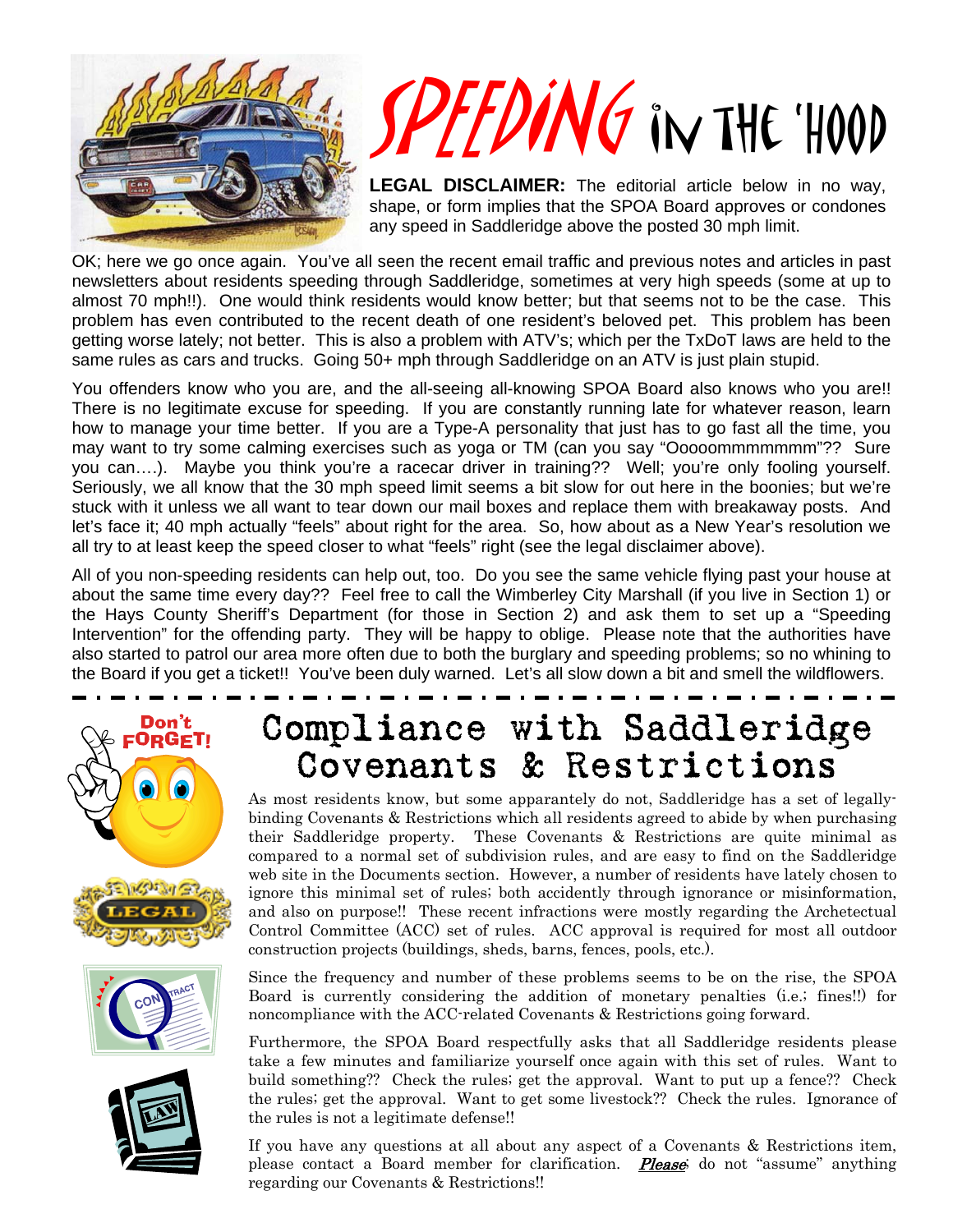# SPEEDING IN THE 'HOOD

**LEGAL DISCLAIMER:** The editorial article below in no way, shape, or form implies that the SPOA Board approves or condones any speed in Saddleridge above the posted 30 mph limit.

OK; here we go once again. You've all seen the recent email traffic and previous notes and articles in past newsletters about residents speeding through Saddleridge, sometimes at very high speeds (some at up to almost 70 mph!!). One would think residents would know better; but that seems not to be the case. This problem has even contributed to the recent death of one resident's beloved pet. This problem has been getting worse lately; not better. This is also a problem with ATV's; which per the TxDoT laws are held to the same rules as cars and trucks. Going 50+ mph through Saddleridge on an ATV is just plain stupid.

You offenders know who you are, and the all-seeing all-knowing SPOA Board also knows who you are!! There is no legitimate excuse for speeding. If you are constantly running late for whatever reason, learn how to manage your time better. If you are a Type-A personality that just has to go fast all the time, you may want to try some calming exercises such as yoga or TM (can you say "Ooooommmmmmm"?? Sure you can….). Maybe you think you're a racecar driver in training?? Well; you're only fooling yourself. Seriously, we all know that the 30 mph speed limit seems a bit slow for out here in the boonies; but we're stuck with it unless we all want to tear down our mail boxes and replace them with breakaway posts. And let's face it; 40 mph actually "feels" about right for the area. So, how about as a New Year's resolution we all try to at least keep the speed closer to what "feels" right (see the legal disclaimer above).

All of you non-speeding residents can help out, too. Do you see the same vehicle flying past your house at about the same time every day?? Feel free to call the Wimberley City Marshall (if you live in Section 1) or the Hays County Sheriff's Department (for those in Section 2) and ask them to set up a "Speeding Intervention" for the offending party. They will be happy to oblige. Please note that the authorities have also started to patrol our area more often due to both the burglary and speeding problems; so no whining to the Board if you get a ticket!! You've been duly warned. Let's all slow down a bit and smell the wildflowers.

---

# Compliance with Saddleridge Covenants & Restrictions

As most residents know, but some apparantely do not, Saddleridge has a set of legally-binding Covenants & Restrictions which all residents agreed to abide by when purchasing their Saddleridge property. These Covenants & Restrictions are quite minimal as compared to a normal set of subdivision rules, and are easy to find on the Saddleridge web site in the Documents section. However, a number of residents have lately chosen to ignore this minimal set of rules; both accidently through ignorance or misinformation, and also on purpose!! These recent infractions were mostly regarding the Archetectual Control Committee (ACC) set of rules. ACC approval is required for most all outdoor construction projects (buildings, sheds, barns, fences, pools, etc.).

Since the frequency and number of these problems seems to be on the rise, the SPOA Board is currently considering the addition of monetary penalties (i.e.; fines!!) for noncompliance with the ACC-related Covenants & Restrictions going forward.

Furthermore, the SPOA Board respectfully asks that all Saddleridge residents please take a few minutes and familiarize yourself once again with this set of rules. Want to build something?? Check the rules; get the approval. Want to put up a fence?? Check the rules; get the approval. Want to get some livestock?? Check the rules. Ignorance of the rules is not a legitimate defense!!

If you have any questions at all about any aspect of a Covenants & Restrictions item, please contact a Board member for clarification. ***Please*** do not "assume" anything regarding our Covenants & Restrictions!!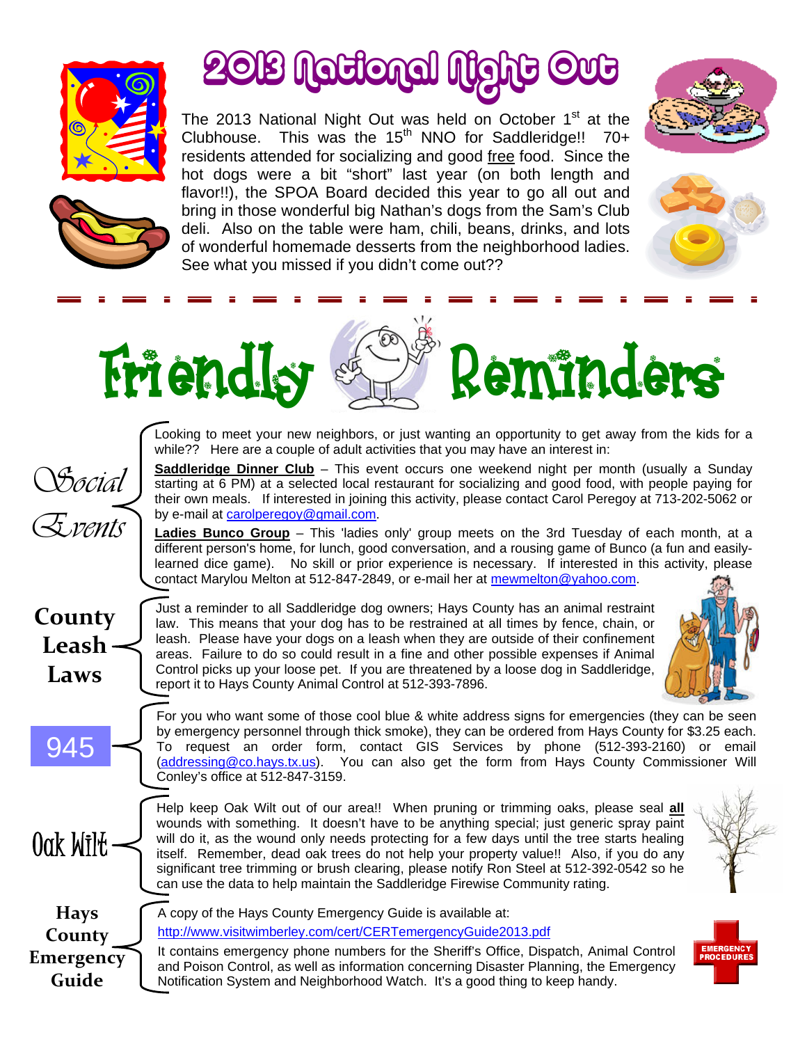# 2013 National Night Out

The 2013 National Night Out was held on October 1st at the Clubhouse. This was the 15th NNO for Saddleridge!! 70+ residents attended for socializing and good free food. Since the hot dogs were a bit "short" last year (on both length and flavor!!), the SPOA Board decided this year to go all out and bring in those wonderful big Nathan's dogs from the Sam's Club deli. Also on the table were ham, chili, beans, drinks, and lots of wonderful homemade desserts from the neighborhood ladies. See what you missed if you didn't come out??

# Friendly Reminders

## Social Events

Looking to meet your new neighbors, or just wanting an opportunity to get away from the kids for a while?? Here are a couple of adult activities that you may have an interest in:

**Saddleridge Dinner Club** – This event occurs one weekend night per month (usually a Sunday starting at 6 PM) at a selected local restaurant for socializing and good food, with people paying for their own meals. If interested in joining this activity, please contact Carol Peregoy at 713-202-5062 or by e-mail at carolperegoy@gmail.com.

**Ladies Bunco Group** – This 'ladies only' group meets on the 3rd Tuesday of each month, at a different person's home, for lunch, good conversation, and a rousing game of Bunco (a fun and easily-learned dice game). No skill or prior experience is necessary. If interested in this activity, please contact Marylou Melton at 512-847-2849, or e-mail her at mewmelton@yahoo.com.

## County Leash Laws

Just a reminder to all Saddleridge dog owners; Hays County has an animal restraint law. This means that your dog has to be restrained at all times by fence, chain, or leash. Please have your dogs on a leash when they are outside of their confinement areas. Failure to do so could result in a fine and other possible expenses if Animal Control picks up your loose pet. If you are threatened by a loose dog in Saddleridge, report it to Hays County Animal Control at 512-393-7896.

## 945

For you who want some of those cool blue & white address signs for emergencies (they can be seen by emergency personnel through thick smoke), they can be ordered from Hays County for $3.25 each. To request an order form, contact GIS Services by phone (512-393-2160) or email (addressing@co.hays.tx.us). You can also get the form from Hays County Commissioner Will Conley's office at 512-847-3159.

## Oak Wilt

Help keep Oak Wilt out of our area!! When pruning or trimming oaks, please seal **all** wounds with something. It doesn't have to be anything special; just generic spray paint will do it, as the wound only needs protecting for a few days until the tree starts healing itself. Remember, dead oak trees do not help your property value!! Also, if you do any significant tree trimming or brush clearing, please notify Ron Steel at 512-392-0542 so he can use the data to help maintain the Saddleridge Firewise Community rating.

## Hays County Emergency Guide

A copy of the Hays County Emergency Guide is available at:

http://www.visitwimberley.com/cert/CERTemergencyGuide2013.pdf

It contains emergency phone numbers for the Sheriff's Office, Dispatch, Animal Control and Poison Control, as well as information concerning Disaster Planning, the Emergency Notification System and Neighborhood Watch. It's a good thing to keep handy.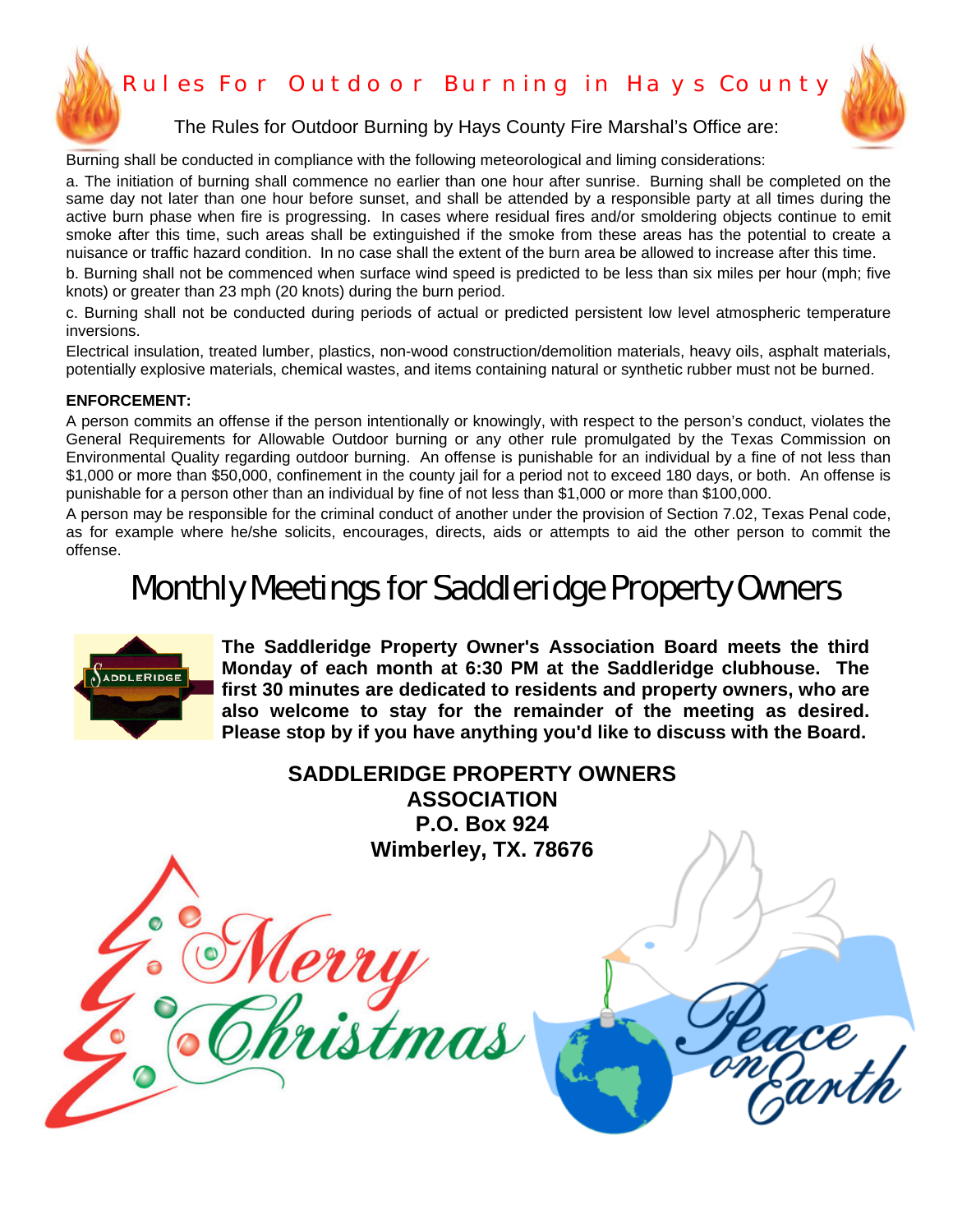# Rules For Outdoor Burning in Hays County

The Rules for Outdoor Burning by Hays County Fire Marshal's Office are:

Burning shall be conducted in compliance with the following meteorological and liming considerations:

a. The initiation of burning shall commence no earlier than one hour after sunrise. Burning shall be completed on the same day not later than one hour before sunset, and shall be attended by a responsible party at all times during the active burn phase when fire is progressing. In cases where residual fires and/or smoldering objects continue to emit smoke after this time, such areas shall be extinguished if the smoke from these areas has the potential to create a nuisance or traffic hazard condition. In no case shall the extent of the burn area be allowed to increase after this time.

b. Burning shall not be commenced when surface wind speed is predicted to be less than six miles per hour (mph; five knots) or greater than 23 mph (20 knots) during the burn period.

c. Burning shall not be conducted during periods of actual or predicted persistent low level atmospheric temperature inversions.

Electrical insulation, treated lumber, plastics, non-wood construction/demolition materials, heavy oils, asphalt materials, potentially explosive materials, chemical wastes, and items containing natural or synthetic rubber must not be burned.

**ENFORCEMENT:**

A person commits an offense if the person intentionally or knowingly, with respect to the person's conduct, violates the General Requirements for Allowable Outdoor burning or any other rule promulgated by the Texas Commission on Environmental Quality regarding outdoor burning. An offense is punishable for an individual by a fine of not less than $1,000 or more than $50,000, confinement in the county jail for a period not to exceed 180 days, or both. An offense is punishable for a person other than an individual by fine of not less than $1,000 or more than $100,000.

A person may be responsible for the criminal conduct of another under the provision of Section 7.02, Texas Penal code, as for example where he/she solicits, encourages, directs, aids or attempts to aid the other person to commit the offense.

# Monthly Meetings for Saddleridge Property Owners

SADDLERIDGE

**The Saddleridge Property Owner's Association Board meets the third Monday of each month at 6:30 PM at the Saddleridge clubhouse. The first 30 minutes are dedicated to residents and property owners, who are also welcome to stay for the remainder of the meeting as desired. Please stop by if you have anything you'd like to discuss with the Board.**

**SADDLERIDGE PROPERTY OWNERS ASSOCIATION**
**P.O. Box 924**
**Wimberley, TX. 78676**

Merry Christmas

Peace on Earth